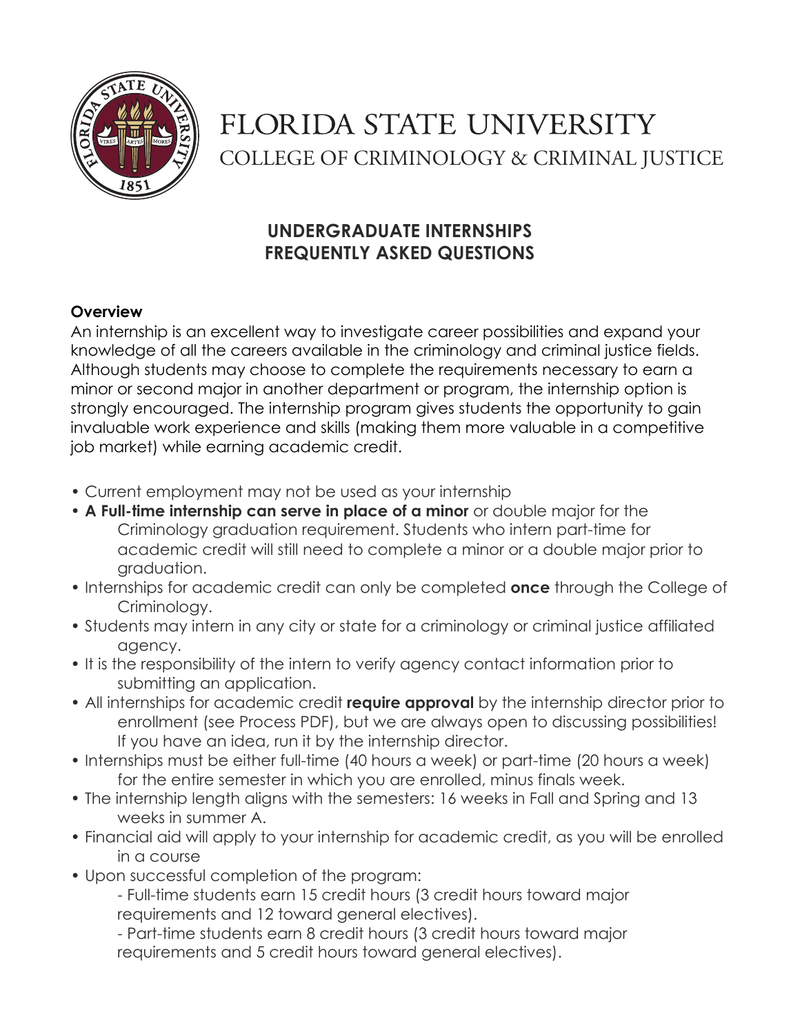# FLORIDA STATE UNIVERSITY

## COLLEGE OF CRIMINOLOGY & CRIMINAL JUSTICE

## UNDERGRADUATE INTERNSHIPS FREQUENTLY ASKED QUESTIONS

### Overview

An internship is an excellent way to investigate career possibilities and expand your knowledge of all the careers available in the criminology and criminal justice fields. Although students may choose to complete the requirements necessary to earn a minor or second major in another department or program, the internship option is strongly encouraged. The internship program gives students the opportunity to gain invaluable work experience and skills (making them more valuable in a competitive job market) while earning academic credit.

- Current employment may not be used as your internship
- **A Full-time internship can serve in place of a minor** or double major for the Criminology graduation requirement. Students who intern part-time for academic credit will still need to complete a minor or a double major prior to graduation.
- Internships for academic credit can only be completed **once** through the College of Criminology.
- Students may intern in any city or state for a criminology or criminal justice affiliated agency.
- It is the responsibility of the intern to verify agency contact information prior to submitting an application.
- All internships for academic credit **require approval** by the internship director prior to enrollment (see Process PDF), but we are always open to discussing possibilities! If you have an idea, run it by the internship director.
- Internships must be either full-time (40 hours a week) or part-time (20 hours a week) for the entire semester in which you are enrolled, minus finals week.
- The internship length aligns with the semesters: 16 weeks in Fall and Spring and 13 weeks in summer A.
- Financial aid will apply to your internship for academic credit, as you will be enrolled in a course
- Upon successful completion of the program:
  - Full-time students earn 15 credit hours (3 credit hours toward major requirements and 12 toward general electives).
  - Part-time students earn 8 credit hours (3 credit hours toward major requirements and 5 credit hours toward general electives).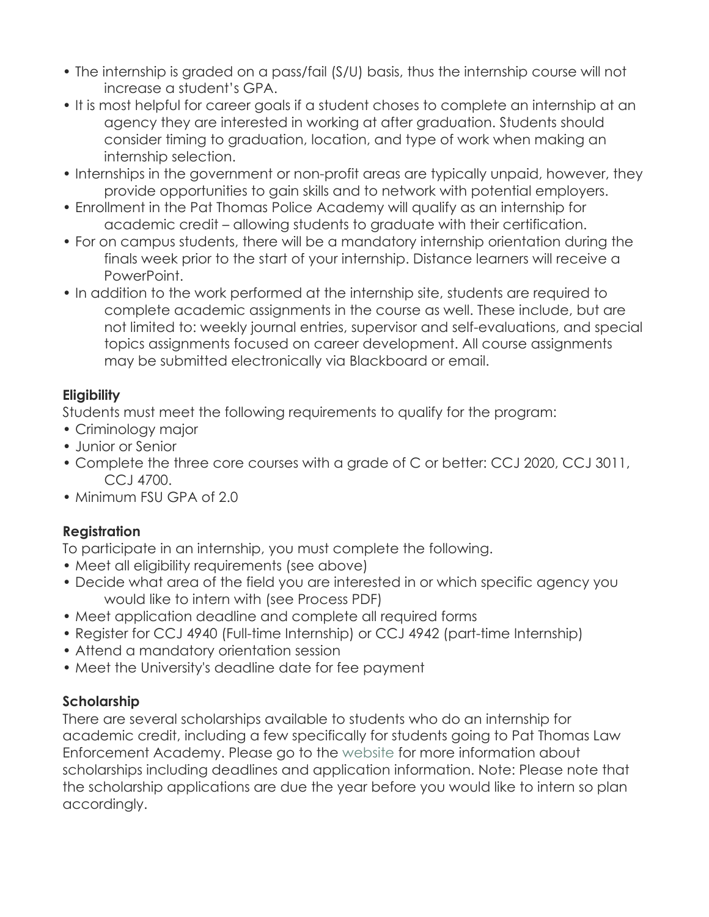- The internship is graded on a pass/fail (S/U) basis, thus the internship course will not increase a student's GPA.
- It is most helpful for career goals if a student choses to complete an internship at an agency they are interested in working at after graduation. Students should consider timing to graduation, location, and type of work when making an internship selection.
- Internships in the government or non-profit areas are typically unpaid, however, they provide opportunities to gain skills and to network with potential employers.
- Enrollment in the Pat Thomas Police Academy will qualify as an internship for academic credit – allowing students to graduate with their certification.
- For on campus students, there will be a mandatory internship orientation during the finals week prior to the start of your internship. Distance learners will receive a PowerPoint.
- In addition to the work performed at the internship site, students are required to complete academic assignments in the course as well. These include, but are not limited to: weekly journal entries, supervisor and self-evaluations, and special topics assignments focused on career development. All course assignments may be submitted electronically via Blackboard or email.

**Eligibility**

Students must meet the following requirements to qualify for the program:

- Criminology major
- Junior or Senior
- Complete the three core courses with a grade of C or better: CCJ 2020, CCJ 3011, CCJ 4700.
- Minimum FSU GPA of 2.0

**Registration**

To participate in an internship, you must complete the following.

- Meet all eligibility requirements (see above)
- Decide what area of the field you are interested in or which specific agency you would like to intern with (see Process PDF)
- Meet application deadline and complete all required forms
- Register for CCJ 4940 (Full-time Internship) or CCJ 4942 (part-time Internship)
- Attend a mandatory orientation session
- Meet the University's deadline date for fee payment

**Scholarship**

There are several scholarships available to students who do an internship for academic credit, including a few specifically for students going to Pat Thomas Law Enforcement Academy. Please go to the website for more information about scholarships including deadlines and application information. Note: Please note that the scholarship applications are due the year before you would like to intern so plan accordingly.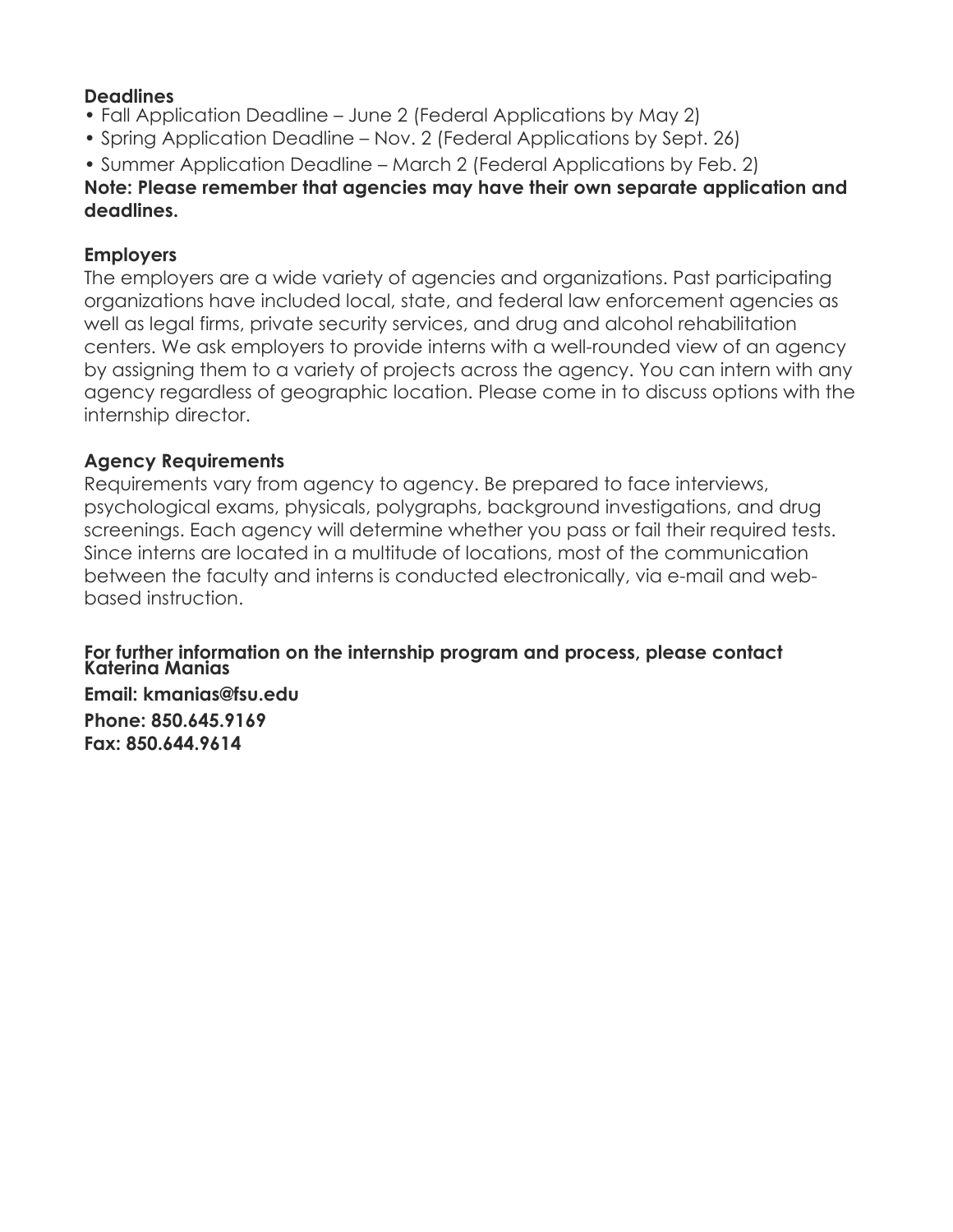**Deadlines**

- Fall Application Deadline – June 2 (Federal Applications by May 2)
- Spring Application Deadline – Nov. 2 (Federal Applications by Sept. 26)
- Summer Application Deadline – March 2 (Federal Applications by Feb. 2)

**Note: Please remember that agencies may have their own separate application and deadlines.**

**Employers**

The employers are a wide variety of agencies and organizations. Past participating organizations have included local, state, and federal law enforcement agencies as well as legal firms, private security services, and drug and alcohol rehabilitation centers. We ask employers to provide interns with a well-rounded view of an agency by assigning them to a variety of projects across the agency. You can intern with any agency regardless of geographic location. Please come in to discuss options with the internship director.

**Agency Requirements**

Requirements vary from agency to agency. Be prepared to face interviews, psychological exams, physicals, polygraphs, background investigations, and drug screenings. Each agency will determine whether you pass or fail their required tests. Since interns are located in a multitude of locations, most of the communication between the faculty and interns is conducted electronically, via e-mail and web-based instruction.

**For further information on the internship program and process, please contact Katerina Manias**

**Email: kmanias@fsu.edu**

**Phone: 850.645.9169**

**Fax: 850.644.9614**